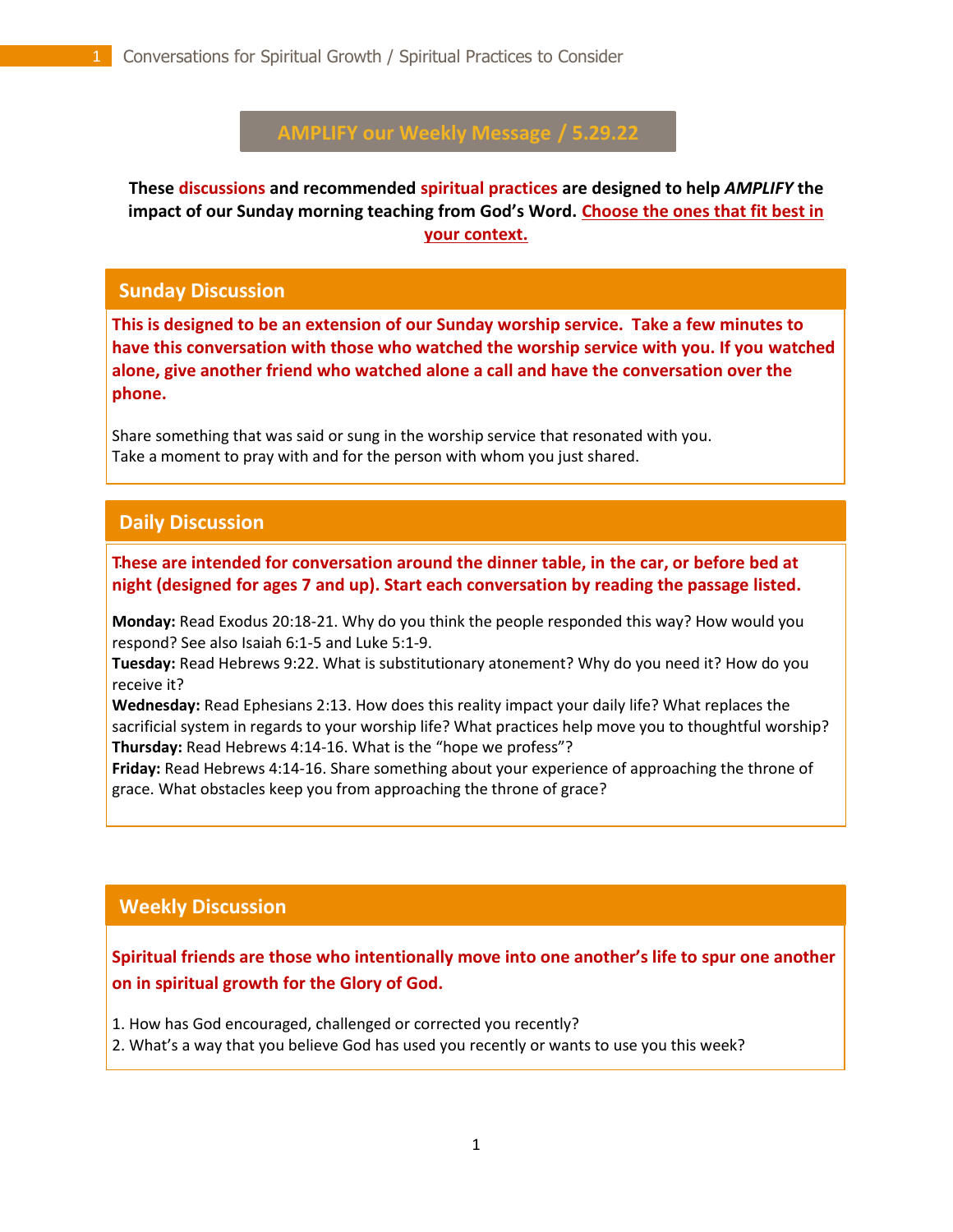# AMPLIFY our Weekly Message / 5.29.22

**These discussions and recommended spiritual practices are designed to help *AMPLIFY* the impact of our Sunday morning teaching from God's Word. Choose the ones that fit best in your context.**

## Sunday Discussion

**This is designed to be an extension of our Sunday worship service. Take a few minutes to have this conversation with those who watched the worship service with you. If you watched alone, give another friend who watched alone a call and have the conversation over the phone.**

Share something that was said or sung in the worship service that resonated with you.
Take a moment to pray with and for the person with whom you just shared.

## Daily Discussion

**These are intended for conversation around the dinner table, in the car, or before bed at night (designed for ages 7 and up). Start each conversation by reading the passage listed.**

**Monday:** Read Exodus 20:18-21. Why do you think the people responded this way? How would you respond? See also Isaiah 6:1-5 and Luke 5:1-9.
**Tuesday:** Read Hebrews 9:22. What is substitutionary atonement? Why do you need it? How do you receive it?
**Wednesday:** Read Ephesians 2:13. How does this reality impact your daily life? What replaces the sacrificial system in regards to your worship life? What practices help move you to thoughtful worship?
**Thursday:** Read Hebrews 4:14-16. What is the "hope we profess"?
**Friday:** Read Hebrews 4:14-16. Share something about your experience of approaching the throne of grace. What obstacles keep you from approaching the throne of grace?

## Weekly Discussion

**Spiritual friends are those who intentionally move into one another's life to spur one another on in spiritual growth for the Glory of God.**

1. How has God encouraged, challenged or corrected you recently?
2. What's a way that you believe God has used you recently or wants to use you this week?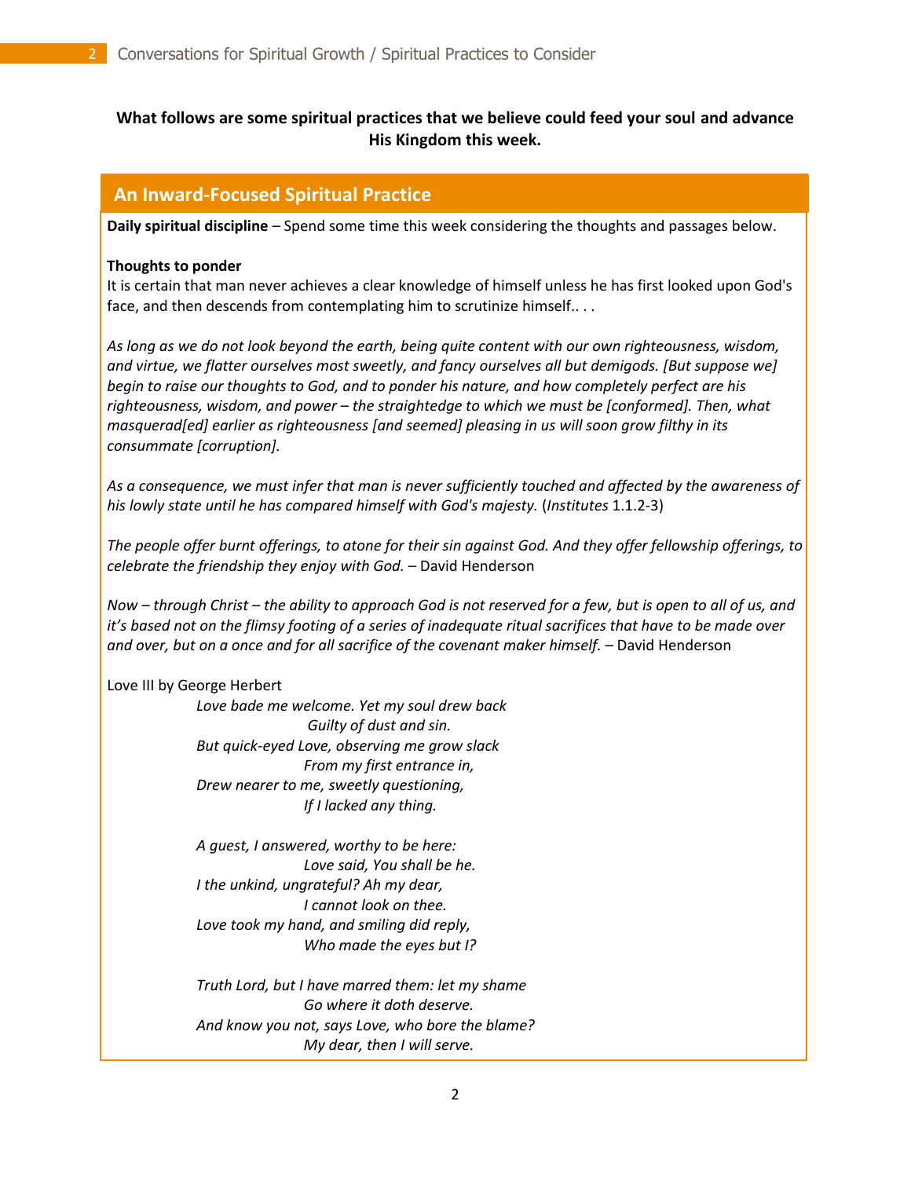**What follows are some spiritual practices that we believe could feed your soul and advance His Kingdom this week.**

## An Inward-Focused Spiritual Practice

**Daily spiritual discipline** – Spend some time this week considering the thoughts and passages below.

**Thoughts to ponder**

It is certain that man never achieves a clear knowledge of himself unless he has first looked upon God's face, and then descends from contemplating him to scrutinize himself.. . .

*As long as we do not look beyond the earth, being quite content with our own righteousness, wisdom, and virtue, we flatter ourselves most sweetly, and fancy ourselves all but demigods. [But suppose we] begin to raise our thoughts to God, and to ponder his nature, and how completely perfect are his righteousness, wisdom, and power – the straightedge to which we must be [conformed]. Then, what masquerad[ed] earlier as righteousness [and seemed] pleasing in us will soon grow filthy in its consummate [corruption].*

*As a consequence, we must infer that man is never sufficiently touched and affected by the awareness of his lowly state until he has compared himself with God's majesty.* (*Institutes* 1.1.2-3)

*The people offer burnt offerings, to atone for their sin against God. And they offer fellowship offerings, to celebrate the friendship they enjoy with God.* – David Henderson

*Now – through Christ – the ability to approach God is not reserved for a few, but is open to all of us, and it's based not on the flimsy footing of a series of inadequate ritual sacrifices that have to be made over and over, but on a once and for all sacrifice of the covenant maker himself.* – David Henderson

Love III by George Herbert

*Love bade me welcome. Yet my soul drew back*
*Guilty of dust and sin.*
*But quick-eyed Love, observing me grow slack*
*From my first entrance in,*
*Drew nearer to me, sweetly questioning,*
*If I lacked any thing.*

*A guest, I answered, worthy to be here:*
*Love said, You shall be he.*
*I the unkind, ungrateful? Ah my dear,*
*I cannot look on thee.*
*Love took my hand, and smiling did reply,*
*Who made the eyes but I?*

*Truth Lord, but I have marred them: let my shame*
*Go where it doth deserve.*
*And know you not, says Love, who bore the blame?*
*My dear, then I will serve.*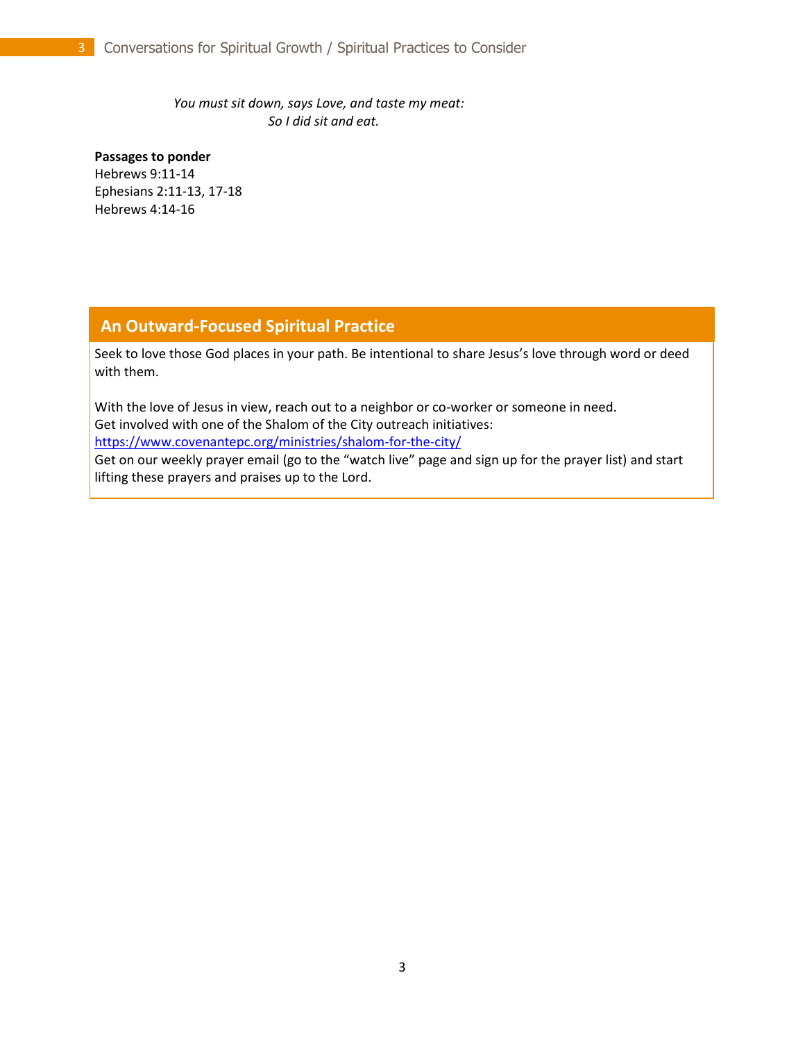*You must sit down, says Love, and taste my meat:*
*So I did sit and eat.*

**Passages to ponder**
Hebrews 9:11-14
Ephesians 2:11-13, 17-18
Hebrews 4:14-16

## An Outward-Focused Spiritual Practice

Seek to love those God places in your path. Be intentional to share Jesus's love through word or deed with them.

With the love of Jesus in view, reach out to a neighbor or co-worker or someone in need.
Get involved with one of the Shalom of the City outreach initiatives:
https://www.covenantepc.org/ministries/shalom-for-the-city/
Get on our weekly prayer email (go to the "watch live" page and sign up for the prayer list) and start lifting these prayers and praises up to the Lord.